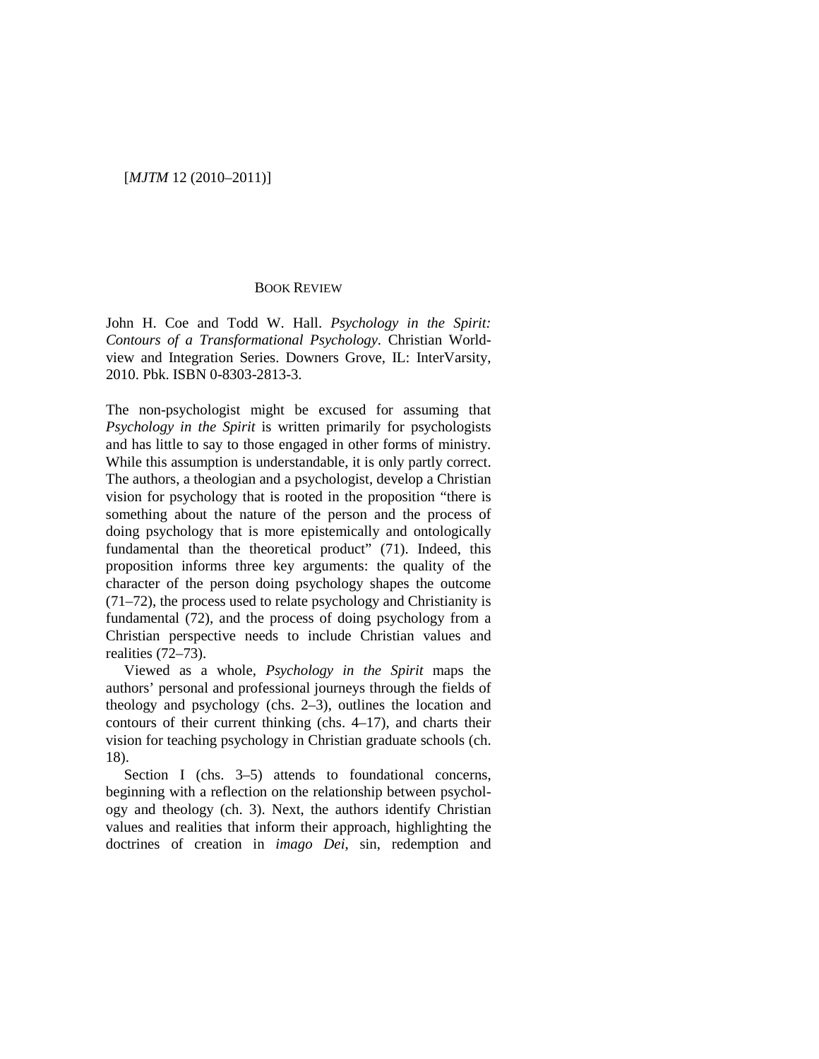[*MJTM* 12 (2010–2011)]

## BOOK REVIEW

John H. Coe and Todd W. Hall. *Psychology in the Spirit: Contours of a Transformational Psychology*. Christian Worldview and Integration Series. Downers Grove, IL: InterVarsity, 2010. Pbk. ISBN 0-8303-2813-3.

The non-psychologist might be excused for assuming that *Psychology in the Spirit* is written primarily for psychologists and has little to say to those engaged in other forms of ministry. While this assumption is understandable, it is only partly correct. The authors, a theologian and a psychologist, develop a Christian vision for psychology that is rooted in the proposition "there is something about the nature of the person and the process of doing psychology that is more epistemically and ontologically fundamental than the theoretical product" (71). Indeed, this proposition informs three key arguments: the quality of the character of the person doing psychology shapes the outcome (71–72), the process used to relate psychology and Christianity is fundamental (72), and the process of doing psychology from a Christian perspective needs to include Christian values and realities (72–73).

Viewed as a whole, *Psychology in the Spirit* maps the authors' personal and professional journeys through the fields of theology and psychology (chs. 2–3), outlines the location and contours of their current thinking (chs. 4–17), and charts their vision for teaching psychology in Christian graduate schools (ch. 18).

Section I (chs. 3–5) attends to foundational concerns, beginning with a reflection on the relationship between psychology and theology (ch. 3). Next, the authors identify Christian values and realities that inform their approach, highlighting the doctrines of creation in *imago Dei*, sin, redemption and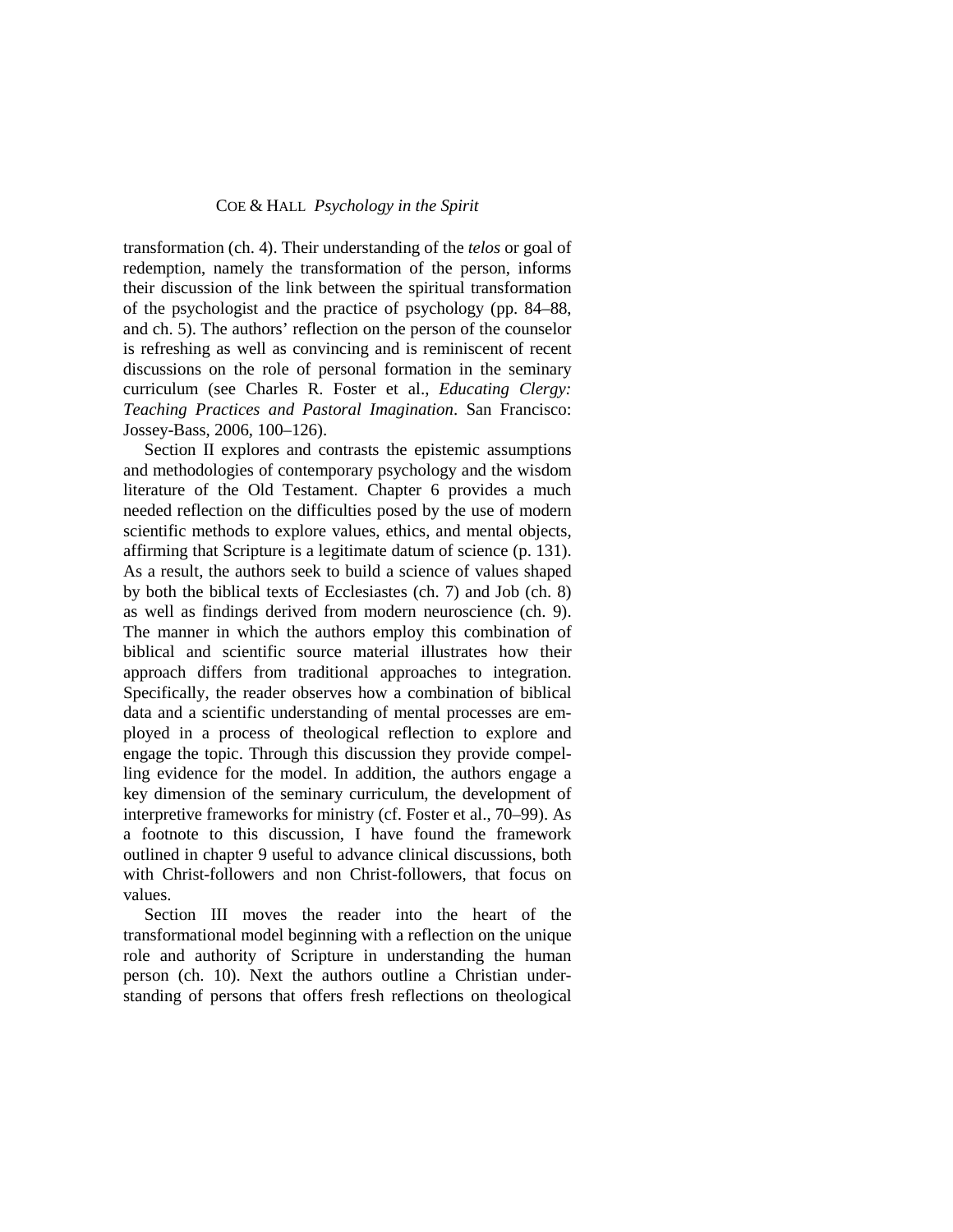transformation (ch. 4). Their understanding of the *telos* or goal of redemption, namely the transformation of the person, informs their discussion of the link between the spiritual transformation of the psychologist and the practice of psychology (pp. 84–88, and ch. 5). The authors' reflection on the person of the counselor is refreshing as well as convincing and is reminiscent of recent discussions on the role of personal formation in the seminary curriculum (see Charles R. Foster et al., *Educating Clergy: Teaching Practices and Pastoral Imagination*. San Francisco: Jossey-Bass, 2006, 100–126).

Section II explores and contrasts the epistemic assumptions and methodologies of contemporary psychology and the wisdom literature of the Old Testament. Chapter 6 provides a much needed reflection on the difficulties posed by the use of modern scientific methods to explore values, ethics, and mental objects, affirming that Scripture is a legitimate datum of science (p. 131). As a result, the authors seek to build a science of values shaped by both the biblical texts of Ecclesiastes (ch. 7) and Job (ch. 8) as well as findings derived from modern neuroscience (ch. 9). The manner in which the authors employ this combination of biblical and scientific source material illustrates how their approach differs from traditional approaches to integration. Specifically, the reader observes how a combination of biblical data and a scientific understanding of mental processes are employed in a process of theological reflection to explore and engage the topic. Through this discussion they provide compelling evidence for the model. In addition, the authors engage a key dimension of the seminary curriculum, the development of interpretive frameworks for ministry (cf. Foster et al., 70–99). As a footnote to this discussion, I have found the framework outlined in chapter 9 useful to advance clinical discussions, both with Christ-followers and non Christ-followers, that focus on values.

Section III moves the reader into the heart of the transformational model beginning with a reflection on the unique role and authority of Scripture in understanding the human person (ch. 10). Next the authors outline a Christian understanding of persons that offers fresh reflections on theological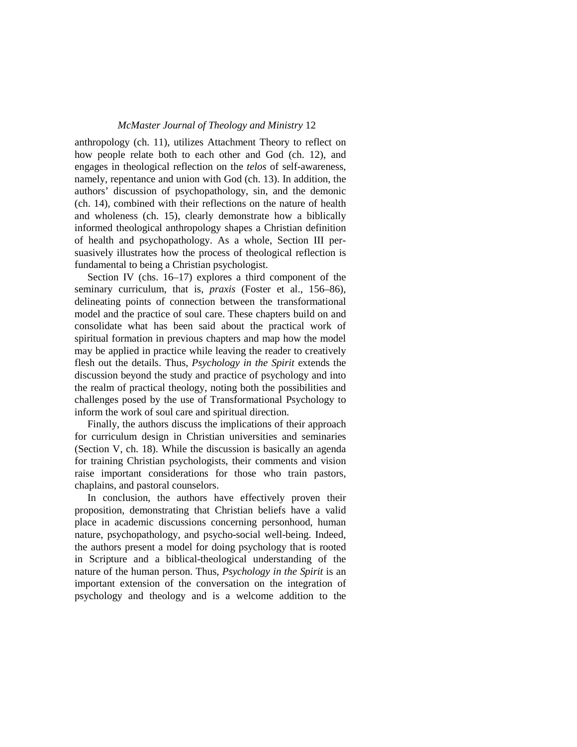anthropology (ch. 11), utilizes Attachment Theory to reflect on how people relate both to each other and God (ch. 12), and engages in theological reflection on the *telos* of self-awareness, namely, repentance and union with God (ch. 13). In addition, the authors' discussion of psychopathology, sin, and the demonic (ch. 14), combined with their reflections on the nature of health and wholeness (ch. 15), clearly demonstrate how a biblically informed theological anthropology shapes a Christian definition of health and psychopathology. As a whole, Section III persuasively illustrates how the process of theological reflection is fundamental to being a Christian psychologist.

Section IV (chs. 16–17) explores a third component of the seminary curriculum, that is, *praxis* (Foster et al., 156–86), delineating points of connection between the transformational model and the practice of soul care. These chapters build on and consolidate what has been said about the practical work of spiritual formation in previous chapters and map how the model may be applied in practice while leaving the reader to creatively flesh out the details. Thus, *Psychology in the Spirit* extends the discussion beyond the study and practice of psychology and into the realm of practical theology, noting both the possibilities and challenges posed by the use of Transformational Psychology to inform the work of soul care and spiritual direction.

Finally, the authors discuss the implications of their approach for curriculum design in Christian universities and seminaries (Section V, ch. 18). While the discussion is basically an agenda for training Christian psychologists, their comments and vision raise important considerations for those who train pastors, chaplains, and pastoral counselors.

In conclusion, the authors have effectively proven their proposition, demonstrating that Christian beliefs have a valid place in academic discussions concerning personhood, human nature, psychopathology, and psycho-social well-being. Indeed, the authors present a model for doing psychology that is rooted in Scripture and a biblical-theological understanding of the nature of the human person. Thus, *Psychology in the Spirit* is an important extension of the conversation on the integration of psychology and theology and is a welcome addition to the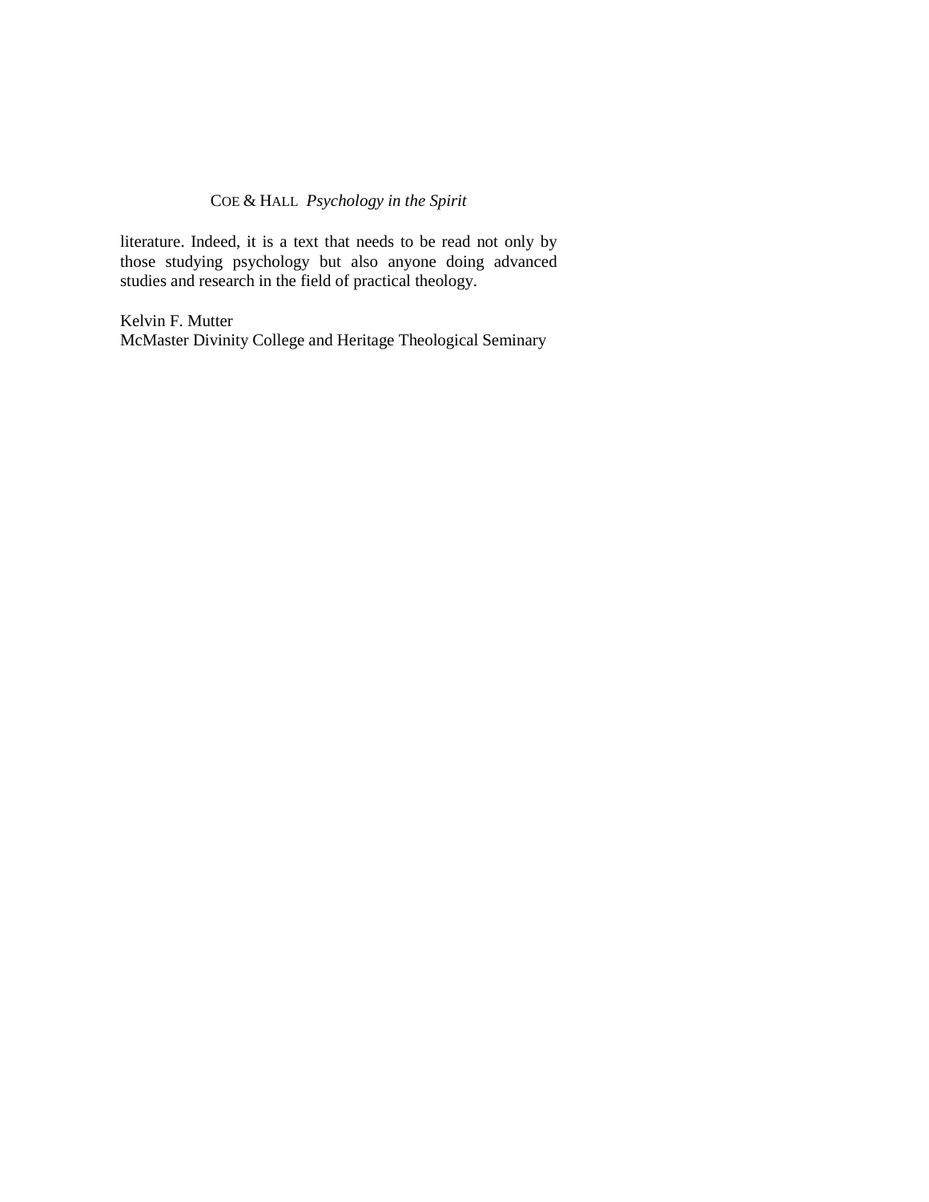literature. Indeed, it is a text that needs to be read not only by those studying psychology but also anyone doing advanced studies and research in the field of practical theology.

Kelvin F. Mutter
McMaster Divinity College and Heritage Theological Seminary